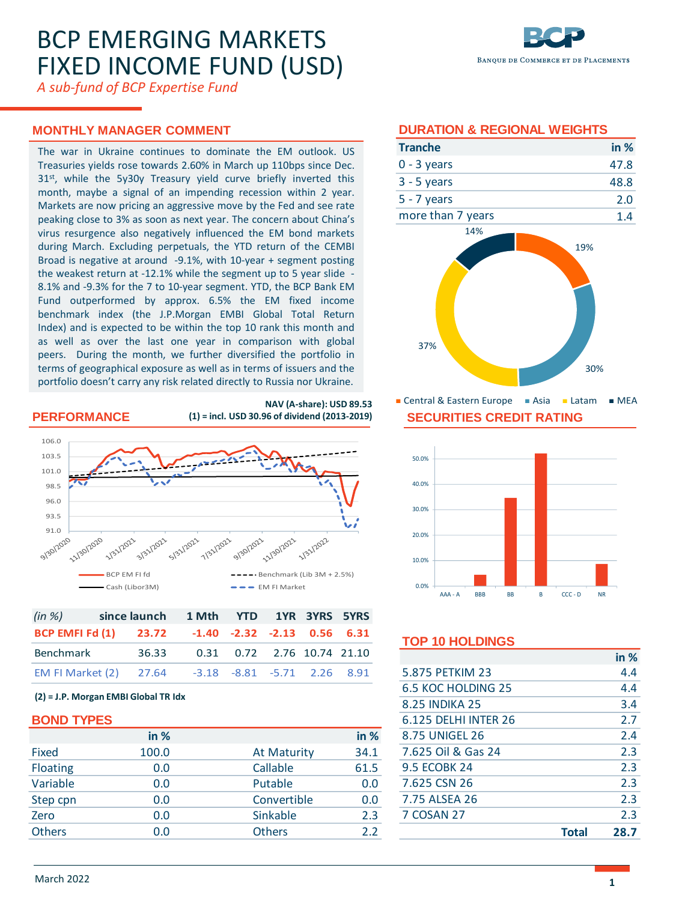# BCP EMERGING MARKETS FIXED INCOME FUND (USD)

*A sub-fund of BCP Expertise Fund*

BCP — Banque de Commerce et de Placements

## MONTHLY MANAGER COMMENT

The war in Ukraine continues to dominate the EM outlook. US Treasuries yields rose towards 2.60% in March up 110bps since Dec. 31st, while the 5y30y Treasury yield curve briefly inverted this month, maybe a signal of an impending recession within 2 year. Markets are now pricing an aggressive move by the Fed and see rate peaking close to 3% as soon as next year. The concern about China's virus resurgence also negatively influenced the EM bond markets during March. Excluding perpetuals, the YTD return of the CEMBI Broad is negative at around -9.1%, with 10-year + segment posting the weakest return at -12.1% while the segment up to 5 year slide -8.1% and -9.3% for the 7 to 10-year segment. YTD, the BCP Bank EM Fund outperformed by approx. 6.5% the EM fixed income benchmark index (the J.P.Morgan EMBI Global Total Return Index) and is expected to be within the top 10 rank this month and as well as over the last one year in comparison with global peers. During the month, we further diversified the portfolio in terms of geographical exposure as well as in terms of issuers and the portfolio doesn't carry any risk related directly to Russia nor Ukraine.

## PERFORMANCE

**NAV (A-share): USD 89.53**

**(1) = incl. USD 30.96 of dividend (2013-2019)**

Chart legend: BCP EM FI fd; Benchmark (Lib 3M + 2.5%); Cash (Libor3M); EM FI Market

| (in %) | since launch | 1 Mth | YTD | 1YR | 3YRS | 5YRS |
|---|---|---|---|---|---|---|
| **BCP EMFI Fd (1)** | **23.72** | **-1.40** | **-2.32** | **-2.13** | **0.56** | **6.31** |
| Benchmark | 36.33 | 0.31 | 0.72 | 2.76 | 10.74 | 21.10 |
| EM FI Market (2) | 27.64 | -3.18 | -8.81 | -5.71 | 2.26 | 8.91 |

**(2) = J.P. Morgan EMBI Global TR Idx**

## BOND TYPES

| | in % | | in % |
|---|---|---|---|
| Fixed | 100.0 | At Maturity | 34.1 |
| Floating | 0.0 | Callable | 61.5 |
| Variable | 0.0 | Putable | 0.0 |
| Step cpn | 0.0 | Convertible | 0.0 |
| Zero | 0.0 | Sinkable | 2.3 |
| Others | 0.0 | Others | 2.2 |

## DURATION & REGIONAL WEIGHTS

| Tranche | in % |
|---|---|
| 0 - 3 years | 47.8 |
| 3 - 5 years | 48.8 |
| 5 - 7 years | 2.0 |
| more than 7 years | 1.4 |

| Region | % |
|---|---|
| Central & Eastern Europe | 19% |
| Asia | 30% |
| Latam | 37% |
| MEA | 14% |

## SECURITIES CREDIT RATING

| Rating | % (approx.) |
|---|---|
| AAA - A | 0.0% |
| BBB | 4.5% |
| BB | 34.5% |
| B | 52.0% |
| CCC - D | 0.0% |
| NR | 8.5% |

## TOP 10 HOLDINGS

| | in % |
|---|---|
| 5.875 PETKIM 23 | 4.4 |
| 6.5 KOC HOLDING 25 | 4.4 |
| 8.25 INDIKA 25 | 3.4 |
| 6.125 DELHI INTER 26 | 2.7 |
| 8.75 UNIGEL 26 | 2.4 |
| 7.625 Oil & Gas 24 | 2.3 |
| 9.5 ECOBK 24 | 2.3 |
| 7.625 CSN 26 | 2.3 |
| 7.75 ALSEA 26 | 2.3 |
| 7 COSAN 27 | 2.3 |
| **Total** | **28.7** |

March 2022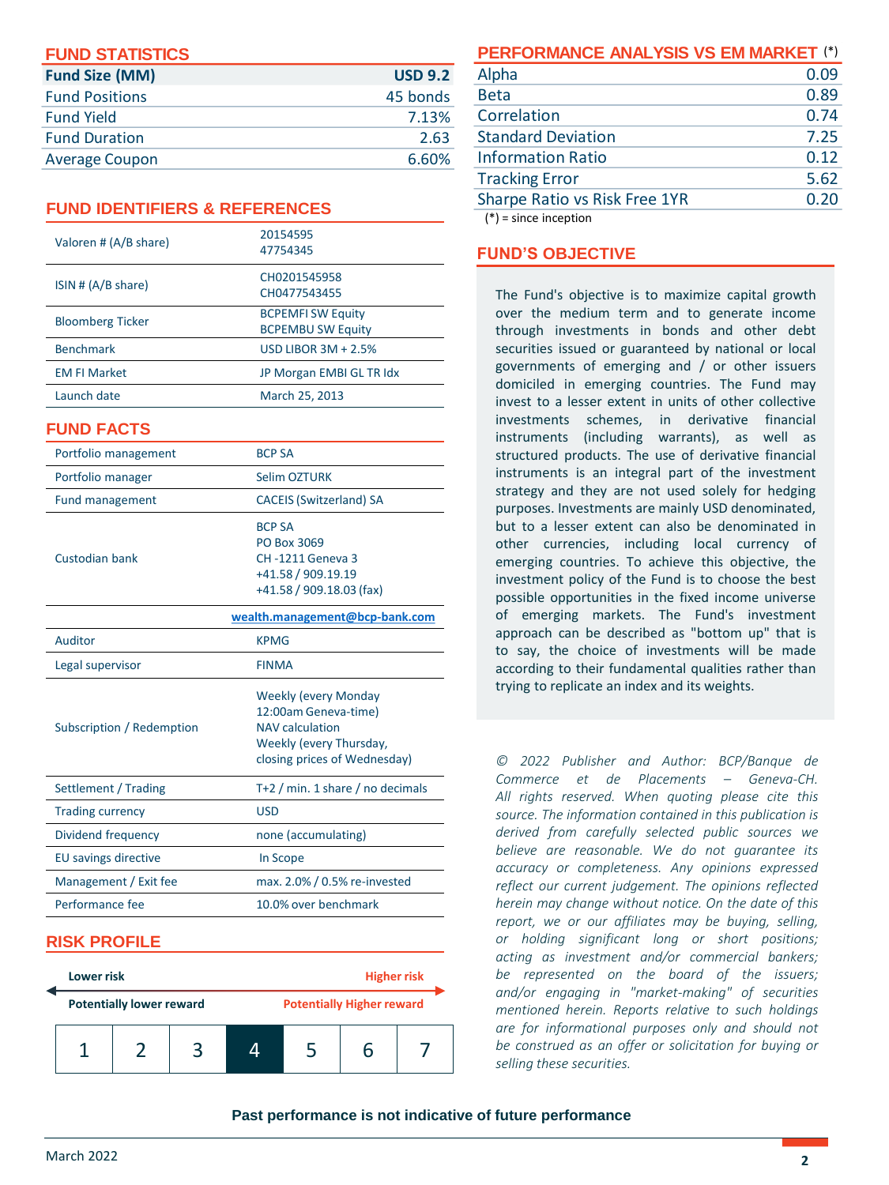## FUND STATISTICS

| | |
|---|---|
| **Fund Size (MM)** | **USD 9.2** |
| Fund Positions | 45 bonds |
| Fund Yield | 7.13% |
| Fund Duration | 2.63 |
| Average Coupon | 6.60% |

## FUND IDENTIFIERS & REFERENCES

| | |
|---|---|
| Valoren # (A/B share) | 20154595<br>47754345 |
| ISIN # (A/B share) | CH0201545958<br>CH0477543455 |
| Bloomberg Ticker | BCPEMFI SW Equity<br>BCPEMBU SW Equity |
| Benchmark | USD LIBOR 3M + 2.5% |
| EM FI Market | JP Morgan EMBI GL TR Idx |
| Launch date | March 25, 2013 |

## FUND FACTS

| | |
|---|---|
| Portfolio management | BCP SA |
| Portfolio manager | Selim OZTURK |
| Fund management | CACEIS (Switzerland) SA |
| Custodian bank | BCP SA<br>PO Box 3069<br>CH -1211 Geneva 3<br>+41.58 / 909.19.19<br>+41.58 / 909.18.03 (fax) |
| | **wealth.management@bcp-bank.com** |
| Auditor | KPMG |
| Legal supervisor | FINMA |
| Subscription / Redemption | Weekly (every Monday 12:00am Geneva-time)<br>NAV calculation<br>Weekly (every Thursday, closing prices of Wednesday) |
| Settlement / Trading | T+2 / min. 1 share / no decimals |
| Trading currency | USD |
| Dividend frequency | none (accumulating) |
| EU savings directive | In Scope |
| Management / Exit fee | max. 2.0% / 0.5% re-invested |
| Performance fee | 10.0% over benchmark |

## RISK PROFILE

**Lower risk** — **Higher risk**

**Potentially lower reward** — **Potentially Higher reward**

| 1 | 2 | 3 | **4** | 5 | 6 | 7 |
|---|---|---|---|---|---|---|

## PERFORMANCE ANALYSIS VS EM MARKET (*)

| | |
|---|---|
| Alpha | 0.09 |
| Beta | 0.89 |
| Correlation | 0.74 |
| Standard Deviation | 7.25 |
| Information Ratio | 0.12 |
| Tracking Error | 5.62 |
| Sharpe Ratio vs Risk Free 1YR | 0.20 |

(*) = since inception

## FUND'S OBJECTIVE

The Fund's objective is to maximize capital growth over the medium term and to generate income through investments in bonds and other debt securities issued or guaranteed by national or local governments of emerging and / or other issuers domiciled in emerging countries. The Fund may invest to a lesser extent in units of other collective investments schemes, in derivative financial instruments (including warrants), as well as structured products. The use of derivative financial instruments is an integral part of the investment strategy and they are not used solely for hedging purposes. Investments are mainly USD denominated, but to a lesser extent can also be denominated in other currencies, including local currency of emerging countries. To achieve this objective, the investment policy of the Fund is to choose the best possible opportunities in the fixed income universe of emerging markets. The Fund's investment approach can be described as "bottom up" that is to say, the choice of investments will be made according to their fundamental qualities rather than trying to replicate an index and its weights.

*© 2022 Publisher and Author: BCP/Banque de Commerce et de Placements – Geneva-CH. All rights reserved. When quoting please cite this source. The information contained in this publication is derived from carefully selected public sources we believe are reasonable. We do not guarantee its accuracy or completeness. Any opinions expressed reflect our current judgement. The opinions reflected herein may change without notice. On the date of this report, we or our affiliates may be buying, selling, or holding significant long or short positions; acting as investment and/or commercial bankers; be represented on the board of the issuers; and/or engaging in "market-making" of securities mentioned herein. Reports relative to such holdings are for informational purposes only and should not be construed as an offer or solicitation for buying or selling these securities.*

**Past performance is not indicative of future performance**

March 2022